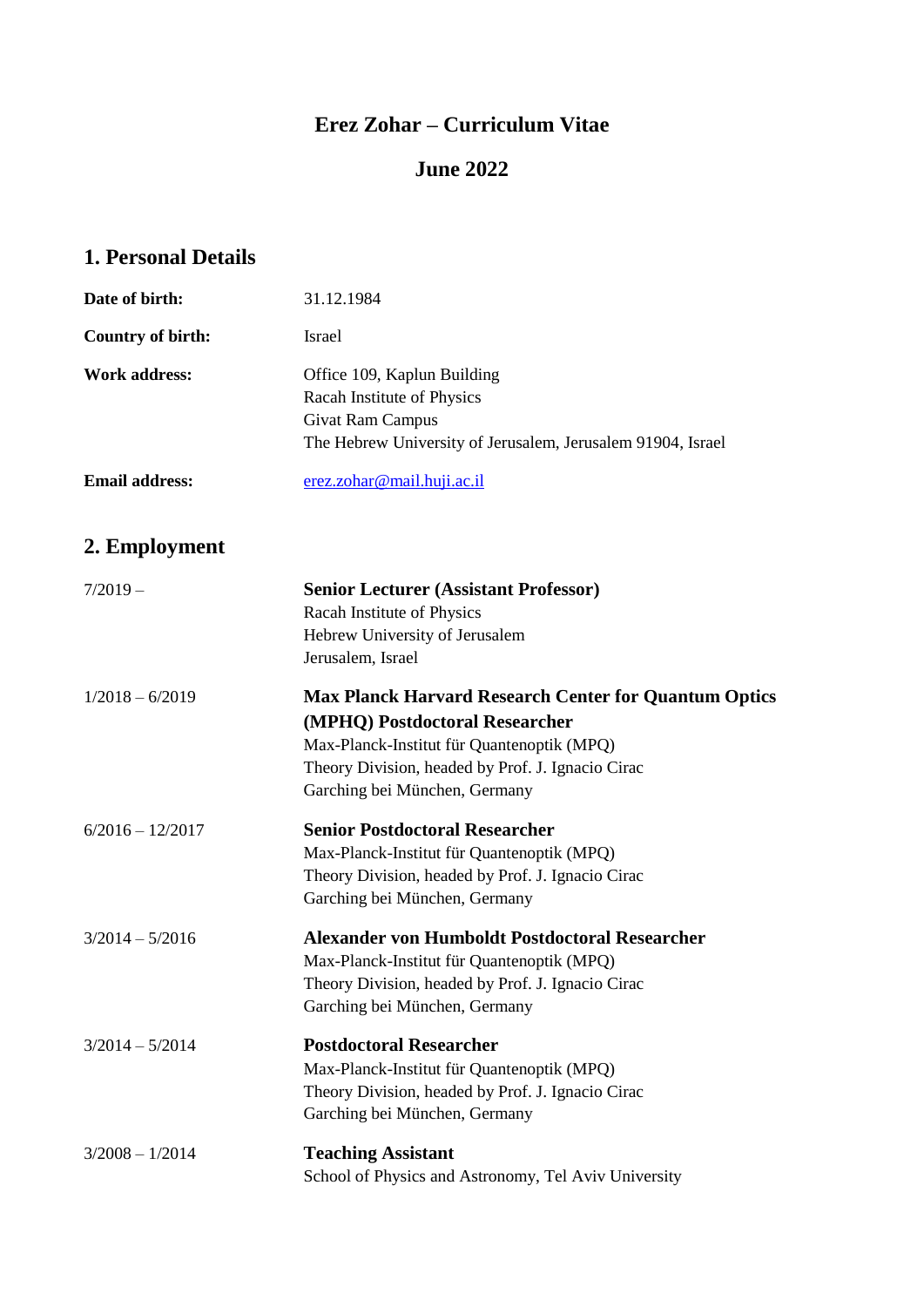# Erez Zohar – Curriculum Vitae

## June 2022

## 1. Personal Details

| | |
|---|---|
| **Date of birth:** | 31.12.1984 |
| **Country of birth:** | Israel |
| **Work address:** | Office 109, Kaplun Building<br>Racah Institute of Physics<br>Givat Ram Campus<br>The Hebrew University of Jerusalem, Jerusalem 91904, Israel |
| **Email address:** | erez.zohar@mail.huji.ac.il |

## 2. Employment

| | |
|---|---|
| 7/2019 – | **Senior Lecturer (Assistant Professor)**<br>Racah Institute of Physics<br>Hebrew University of Jerusalem<br>Jerusalem, Israel |
| 1/2018 – 6/2019 | **Max Planck Harvard Research Center for Quantum Optics (MPHQ) Postdoctoral Researcher**<br>Max-Planck-Institut für Quantenoptik (MPQ)<br>Theory Division, headed by Prof. J. Ignacio Cirac<br>Garching bei München, Germany |
| 6/2016 – 12/2017 | **Senior Postdoctoral Researcher**<br>Max-Planck-Institut für Quantenoptik (MPQ)<br>Theory Division, headed by Prof. J. Ignacio Cirac<br>Garching bei München, Germany |
| 3/2014 – 5/2016 | **Alexander von Humboldt Postdoctoral Researcher**<br>Max-Planck-Institut für Quantenoptik (MPQ)<br>Theory Division, headed by Prof. J. Ignacio Cirac<br>Garching bei München, Germany |
| 3/2014 – 5/2014 | **Postdoctoral Researcher**<br>Max-Planck-Institut für Quantenoptik (MPQ)<br>Theory Division, headed by Prof. J. Ignacio Cirac<br>Garching bei München, Germany |
| 3/2008 – 1/2014 | **Teaching Assistant**<br>School of Physics and Astronomy, Tel Aviv University |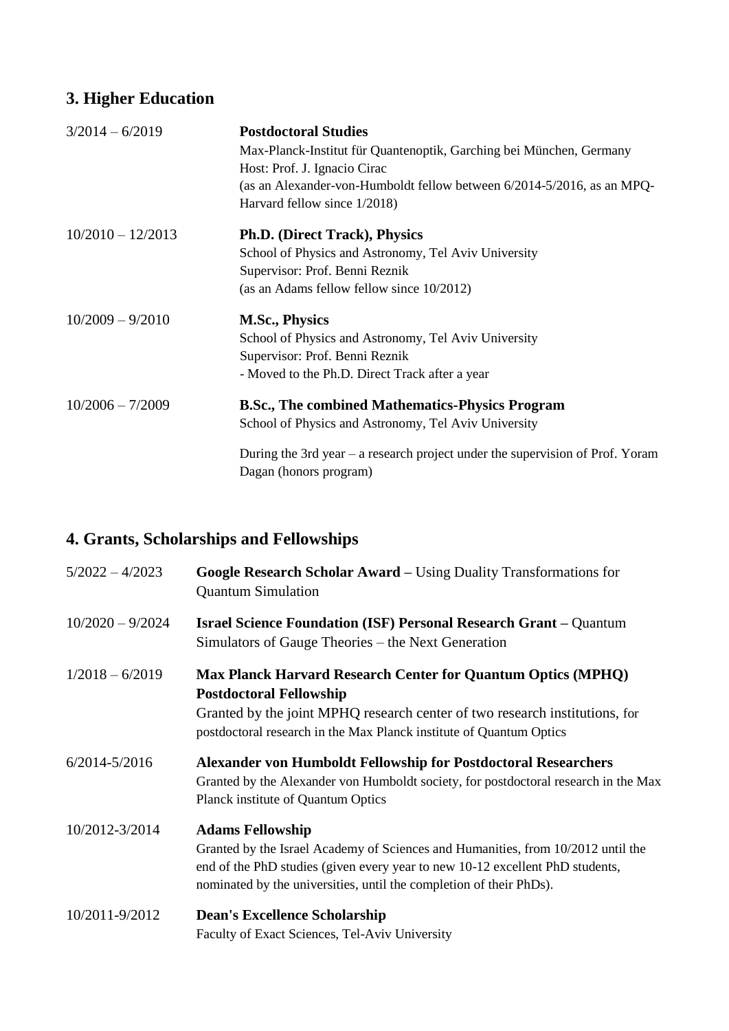## 3. Higher Education

| | |
|---|---|
| 3/2014 – 6/2019 | **Postdoctoral Studies**<br>Max-Planck-Institut für Quantenoptik, Garching bei München, Germany<br>Host: Prof. J. Ignacio Cirac<br>(as an Alexander-von-Humboldt fellow between 6/2014-5/2016, as an MPQ-Harvard fellow since 1/2018) |
| 10/2010 – 12/2013 | **Ph.D. (Direct Track), Physics**<br>School of Physics and Astronomy, Tel Aviv University<br>Supervisor: Prof. Benni Reznik<br>(as an Adams fellow fellow since 10/2012) |
| 10/2009 – 9/2010 | **M.Sc., Physics**<br>School of Physics and Astronomy, Tel Aviv University<br>Supervisor: Prof. Benni Reznik<br>- Moved to the Ph.D. Direct Track after a year |
| 10/2006 – 7/2009 | **B.Sc., The combined Mathematics-Physics Program**<br>School of Physics and Astronomy, Tel Aviv University<br><br>During the 3rd year – a research project under the supervision of Prof. Yoram Dagan (honors program) |

## 4. Grants, Scholarships and Fellowships

| | |
|---|---|
| 5/2022 – 4/2023 | **Google Research Scholar Award –** Using Duality Transformations for Quantum Simulation |
| 10/2020 – 9/2024 | **Israel Science Foundation (ISF) Personal Research Grant –** Quantum Simulators of Gauge Theories – the Next Generation |
| 1/2018 – 6/2019 | **Max Planck Harvard Research Center for Quantum Optics (MPHQ) Postdoctoral Fellowship**<br>Granted by the joint MPHQ research center of two research institutions, for postdoctoral research in the Max Planck institute of Quantum Optics |
| 6/2014-5/2016 | **Alexander von Humboldt Fellowship for Postdoctoral Researchers**<br>Granted by the Alexander von Humboldt society, for postdoctoral research in the Max Planck institute of Quantum Optics |
| 10/2012-3/2014 | **Adams Fellowship**<br>Granted by the Israel Academy of Sciences and Humanities, from 10/2012 until the end of the PhD studies (given every year to new 10-12 excellent PhD students, nominated by the universities, until the completion of their PhDs). |
| 10/2011-9/2012 | **Dean's Excellence Scholarship**<br>Faculty of Exact Sciences, Tel-Aviv University |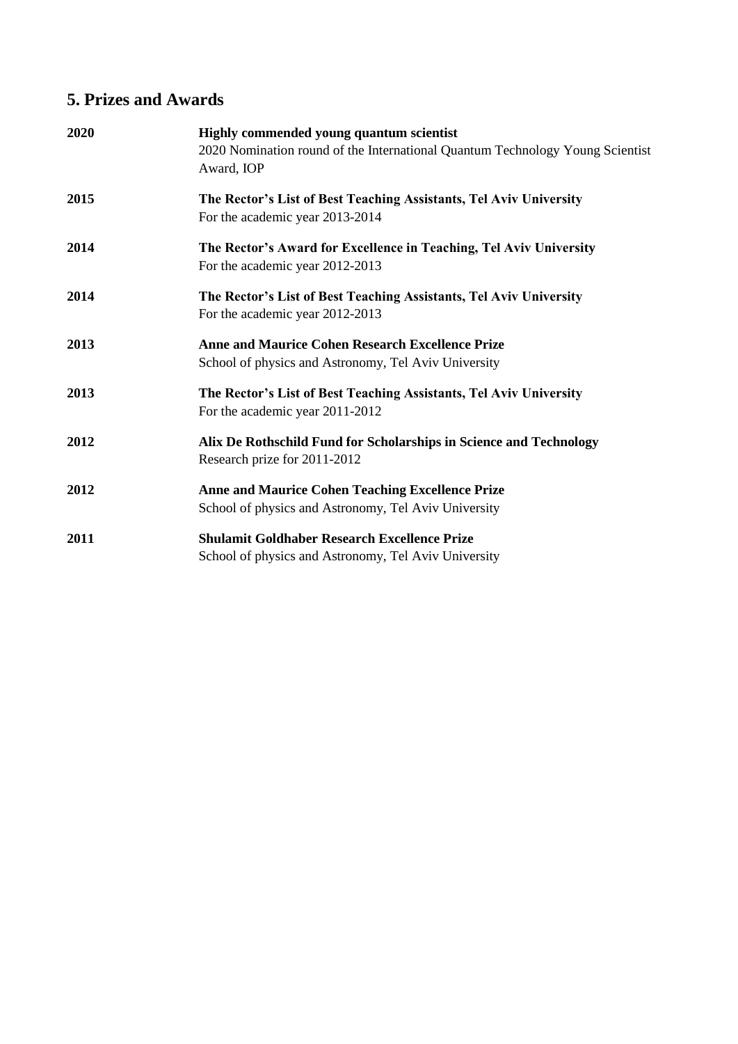## 5. Prizes and Awards

| | |
|---|---|
| **2020** | **Highly commended young quantum scientist**<br>2020 Nomination round of the International Quantum Technology Young Scientist Award, IOP |
| **2015** | **The Rector's List of Best Teaching Assistants, Tel Aviv University**<br>For the academic year 2013-2014 |
| **2014** | **The Rector's Award for Excellence in Teaching, Tel Aviv University**<br>For the academic year 2012-2013 |
| **2014** | **The Rector's List of Best Teaching Assistants, Tel Aviv University**<br>For the academic year 2012-2013 |
| **2013** | **Anne and Maurice Cohen Research Excellence Prize**<br>School of physics and Astronomy, Tel Aviv University |
| **2013** | **The Rector's List of Best Teaching Assistants, Tel Aviv University**<br>For the academic year 2011-2012 |
| **2012** | **Alix De Rothschild Fund for Scholarships in Science and Technology**<br>Research prize for 2011-2012 |
| **2012** | **Anne and Maurice Cohen Teaching Excellence Prize**<br>School of physics and Astronomy, Tel Aviv University |
| **2011** | **Shulamit Goldhaber Research Excellence Prize**<br>School of physics and Astronomy, Tel Aviv University |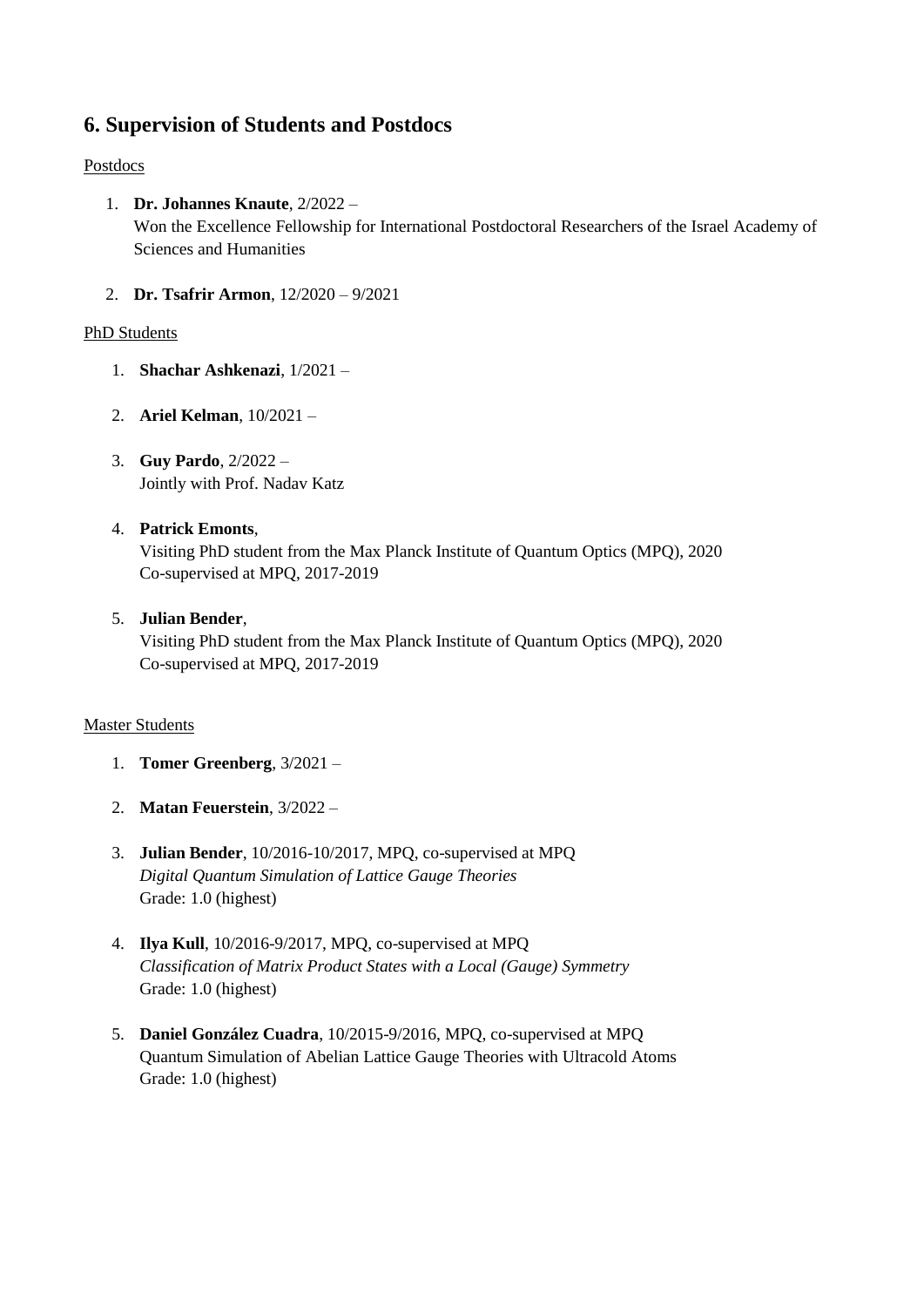## 6. Supervision of Students and Postdocs

Postdocs

1. **Dr. Johannes Knaute**, 2/2022 –
   Won the Excellence Fellowship for International Postdoctoral Researchers of the Israel Academy of Sciences and Humanities

2. **Dr. Tsafrir Armon**, 12/2020 – 9/2021

PhD Students

1. **Shachar Ashkenazi**, 1/2021 –

2. **Ariel Kelman**, 10/2021 –

3. **Guy Pardo**, 2/2022 –
   Jointly with Prof. Nadav Katz

4. **Patrick Emonts**,
   Visiting PhD student from the Max Planck Institute of Quantum Optics (MPQ), 2020
   Co-supervised at MPQ, 2017-2019

5. **Julian Bender**,
   Visiting PhD student from the Max Planck Institute of Quantum Optics (MPQ), 2020
   Co-supervised at MPQ, 2017-2019

Master Students

1. **Tomer Greenberg**, 3/2021 –

2. **Matan Feuerstein**, 3/2022 –

3. **Julian Bender**, 10/2016-10/2017, MPQ, co-supervised at MPQ
   *Digital Quantum Simulation of Lattice Gauge Theories*
   Grade: 1.0 (highest)

4. **Ilya Kull**, 10/2016-9/2017, MPQ, co-supervised at MPQ
   *Classification of Matrix Product States with a Local (Gauge) Symmetry*
   Grade: 1.0 (highest)

5. **Daniel González Cuadra**, 10/2015-9/2016, MPQ, co-supervised at MPQ
   Quantum Simulation of Abelian Lattice Gauge Theories with Ultracold Atoms
   Grade: 1.0 (highest)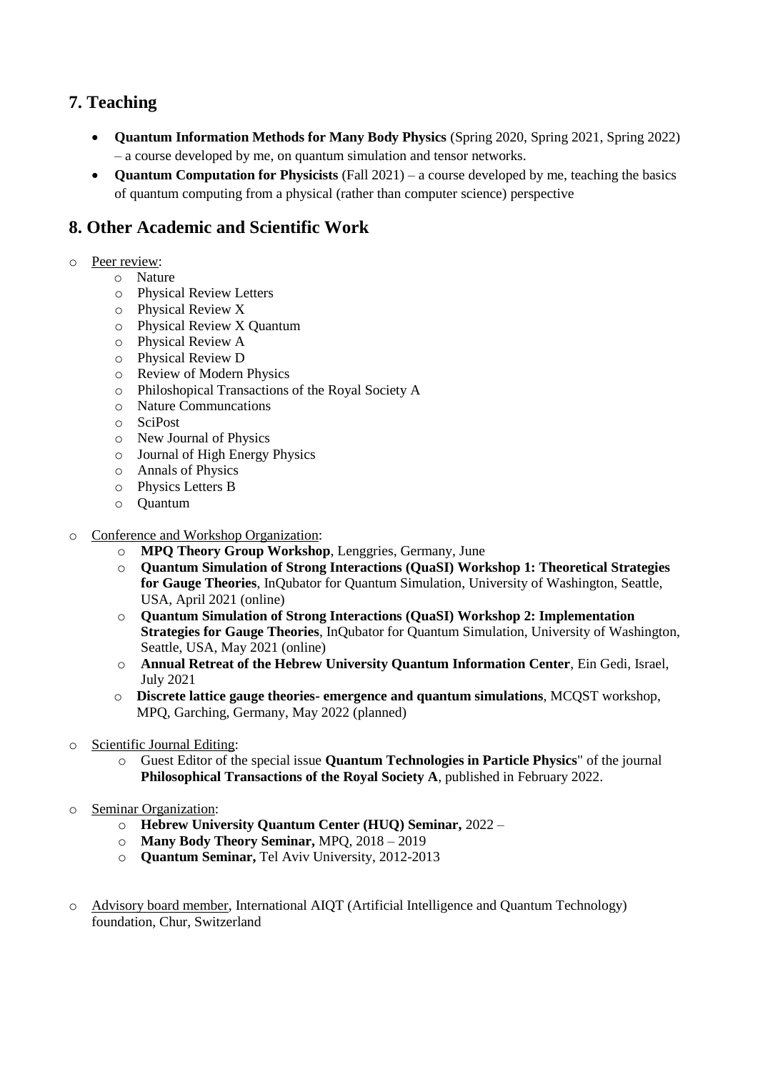## 7. Teaching

- **Quantum Information Methods for Many Body Physics** (Spring 2020, Spring 2021, Spring 2022) – a course developed by me, on quantum simulation and tensor networks.
- **Quantum Computation for Physicists** (Fall 2021) – a course developed by me, teaching the basics of quantum computing from a physical (rather than computer science) perspective

## 8. Other Academic and Scientific Work

- Peer review:
  - Nature
  - Physical Review Letters
  - Physical Review X
  - Physical Review X Quantum
  - Physical Review A
  - Physical Review D
  - Review of Modern Physics
  - Philoshopical Transactions of the Royal Society A
  - Nature Communcations
  - SciPost
  - New Journal of Physics
  - Journal of High Energy Physics
  - Annals of Physics
  - Physics Letters B
  - Quantum

- Conference and Workshop Organization:
  - **MPQ Theory Group Workshop**, Lenggries, Germany, June
  - **Quantum Simulation of Strong Interactions (QuaSI) Workshop 1: Theoretical Strategies for Gauge Theories**, InQubator for Quantum Simulation, University of Washington, Seattle, USA, April 2021 (online)
  - **Quantum Simulation of Strong Interactions (QuaSI) Workshop 2: Implementation Strategies for Gauge Theories**, InQubator for Quantum Simulation, University of Washington, Seattle, USA, May 2021 (online)
  - **Annual Retreat of the Hebrew University Quantum Information Center**, Ein Gedi, Israel, July 2021
  - **Discrete lattice gauge theories- emergence and quantum simulations**, MCQST workshop, MPQ, Garching, Germany, May 2022 (planned)

- Scientific Journal Editing:
  - Guest Editor of the special issue **Quantum Technologies in Particle Physics**" of the journal **Philosophical Transactions of the Royal Society A**, published in February 2022.

- Seminar Organization:
  - **Hebrew University Quantum Center (HUQ) Seminar,** 2022 –
  - **Many Body Theory Seminar,** MPQ, 2018 – 2019
  - **Quantum Seminar,** Tel Aviv University, 2012-2013

- Advisory board member, International AIQT (Artificial Intelligence and Quantum Technology) foundation, Chur, Switzerland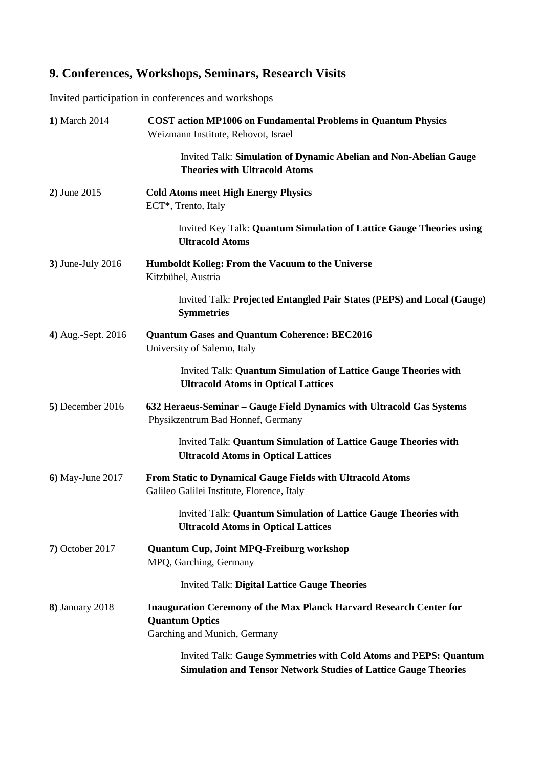## 9. Conferences, Workshops, Seminars, Research Visits

Invited participation in conferences and workshops

**1)** March 2014 — **COST action MP1006 on Fundamental Problems in Quantum Physics**
Weizmann Institute, Rehovot, Israel

Invited Talk: **Simulation of Dynamic Abelian and Non-Abelian Gauge Theories with Ultracold Atoms**

**2)** June 2015 — **Cold Atoms meet High Energy Physics**
ECT*, Trento, Italy

Invited Key Talk: **Quantum Simulation of Lattice Gauge Theories using Ultracold Atoms**

**3)** June-July 2016 — **Humboldt Kolleg: From the Vacuum to the Universe**
Kitzbühel, Austria

Invited Talk: **Projected Entangled Pair States (PEPS) and Local (Gauge) Symmetries**

**4)** Aug.-Sept. 2016 — **Quantum Gases and Quantum Coherence: BEC2016**
University of Salerno, Italy

Invited Talk: **Quantum Simulation of Lattice Gauge Theories with Ultracold Atoms in Optical Lattices**

**5)** December 2016 — **632 Heraeus-Seminar – Gauge Field Dynamics with Ultracold Gas Systems**
Physikzentrum Bad Honnef, Germany

Invited Talk: **Quantum Simulation of Lattice Gauge Theories with Ultracold Atoms in Optical Lattices**

**6)** May-June 2017 — **From Static to Dynamical Gauge Fields with Ultracold Atoms**
Galileo Galilei Institute, Florence, Italy

Invited Talk: **Quantum Simulation of Lattice Gauge Theories with Ultracold Atoms in Optical Lattices**

**7)** October 2017 — **Quantum Cup, Joint MPQ-Freiburg workshop**
MPQ, Garching, Germany

Invited Talk: **Digital Lattice Gauge Theories**

**8)** January 2018 — **Inauguration Ceremony of the Max Planck Harvard Research Center for Quantum Optics**
Garching and Munich, Germany

Invited Talk: **Gauge Symmetries with Cold Atoms and PEPS: Quantum Simulation and Tensor Network Studies of Lattice Gauge Theories**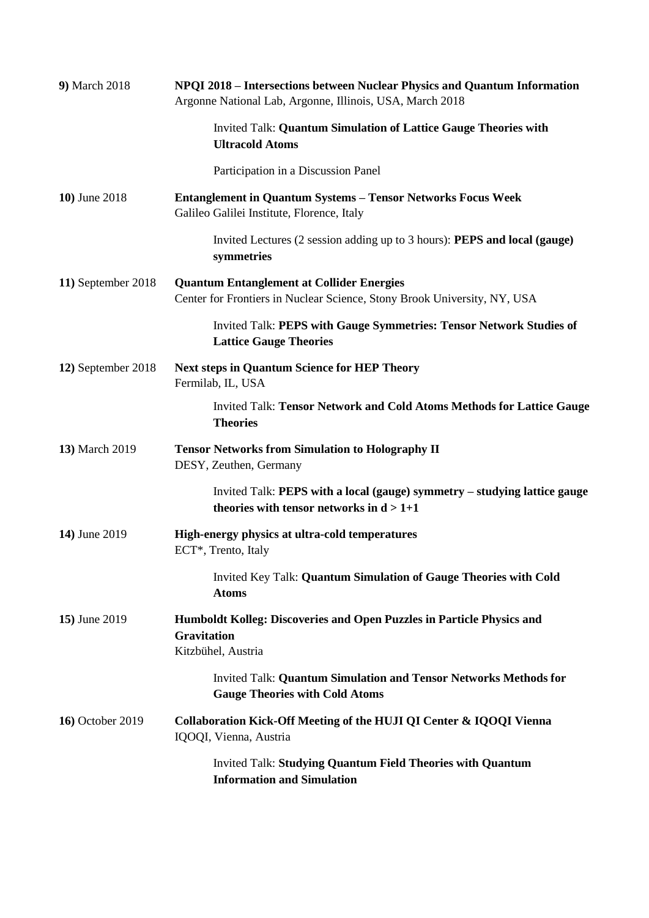**9)** March 2018 **NPQI 2018 – Intersections between Nuclear Physics and Quantum Information**
Argonne National Lab, Argonne, Illinois, USA, March 2018

Invited Talk: **Quantum Simulation of Lattice Gauge Theories with Ultracold Atoms**

Participation in a Discussion Panel

**10)** June 2018 **Entanglement in Quantum Systems – Tensor Networks Focus Week**
Galileo Galilei Institute, Florence, Italy

Invited Lectures (2 session adding up to 3 hours): **PEPS and local (gauge) symmetries**

**11)** September 2018 **Quantum Entanglement at Collider Energies**
Center for Frontiers in Nuclear Science, Stony Brook University, NY, USA

Invited Talk: **PEPS with Gauge Symmetries: Tensor Network Studies of Lattice Gauge Theories**

**12)** September 2018 **Next steps in Quantum Science for HEP Theory**
Fermilab, IL, USA

Invited Talk: **Tensor Network and Cold Atoms Methods for Lattice Gauge Theories**

**13)** March 2019 **Tensor Networks from Simulation to Holography II**
DESY, Zeuthen, Germany

Invited Talk: **PEPS with a local (gauge) symmetry – studying lattice gauge theories with tensor networks in d > 1+1**

**14)** June 2019 **High-energy physics at ultra-cold temperatures**
ECT*, Trento, Italy

Invited Key Talk: **Quantum Simulation of Gauge Theories with Cold Atoms**

**15)** June 2019 **Humboldt Kolleg: Discoveries and Open Puzzles in Particle Physics and Gravitation**
Kitzbühel, Austria

Invited Talk: **Quantum Simulation and Tensor Networks Methods for Gauge Theories with Cold Atoms**

**16)** October 2019 **Collaboration Kick-Off Meeting of the HUJI QI Center & IQOQI Vienna**
IQOQI, Vienna, Austria

Invited Talk: **Studying Quantum Field Theories with Quantum Information and Simulation**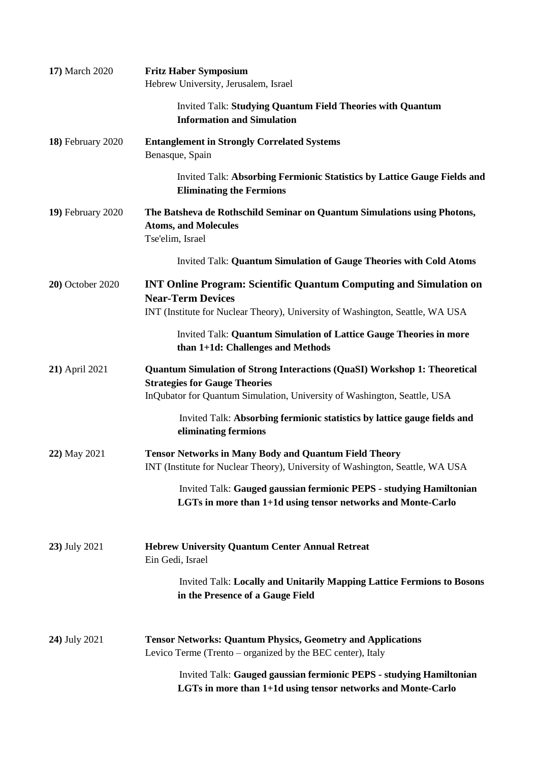**17)** March 2020 **Fritz Haber Symposium**
Hebrew University, Jerusalem, Israel

Invited Talk: **Studying Quantum Field Theories with Quantum Information and Simulation**

**18)** February 2020 **Entanglement in Strongly Correlated Systems**
Benasque, Spain

Invited Talk: **Absorbing Fermionic Statistics by Lattice Gauge Fields and Eliminating the Fermions**

**19)** February 2020 **The Batsheva de Rothschild Seminar on Quantum Simulations using Photons, Atoms, and Molecules**
Tse'elim, Israel

Invited Talk: **Quantum Simulation of Gauge Theories with Cold Atoms**

**20)** October 2020 **INT Online Program: Scientific Quantum Computing and Simulation on Near-Term Devices**
INT (Institute for Nuclear Theory), University of Washington, Seattle, WA USA

Invited Talk: **Quantum Simulation of Lattice Gauge Theories in more than 1+1d: Challenges and Methods**

**21)** April 2021 **Quantum Simulation of Strong Interactions (QuaSI) Workshop 1: Theoretical Strategies for Gauge Theories**
InQubator for Quantum Simulation, University of Washington, Seattle, USA

Invited Talk: **Absorbing fermionic statistics by lattice gauge fields and eliminating fermions**

**22)** May 2021 **Tensor Networks in Many Body and Quantum Field Theory**
INT (Institute for Nuclear Theory), University of Washington, Seattle, WA USA

Invited Talk: **Gauged gaussian fermionic PEPS - studying Hamiltonian LGTs in more than 1+1d using tensor networks and Monte-Carlo**

**23)** July 2021 **Hebrew University Quantum Center Annual Retreat**
Ein Gedi, Israel

Invited Talk: **Locally and Unitarily Mapping Lattice Fermions to Bosons in the Presence of a Gauge Field**

**24)** July 2021 **Tensor Networks: Quantum Physics, Geometry and Applications**
Levico Terme (Trento – organized by the BEC center), Italy

Invited Talk: **Gauged gaussian fermionic PEPS - studying Hamiltonian LGTs in more than 1+1d using tensor networks and Monte-Carlo**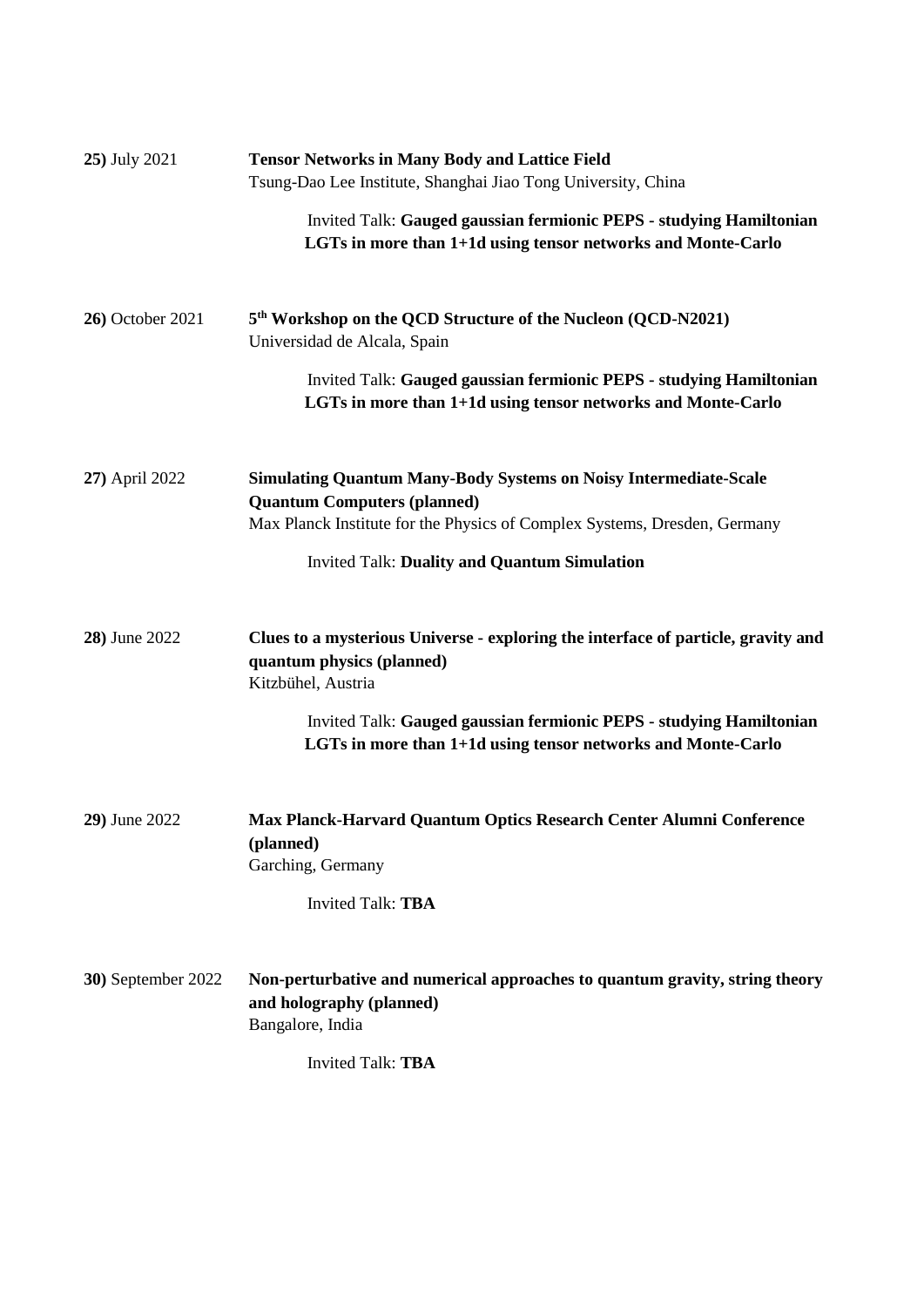**25)** July 2021 **Tensor Networks in Many Body and Lattice Field**
Tsung-Dao Lee Institute, Shanghai Jiao Tong University, China

Invited Talk: **Gauged gaussian fermionic PEPS - studying Hamiltonian LGTs in more than 1+1d using tensor networks and Monte-Carlo**

**26)** October 2021 **5th Workshop on the QCD Structure of the Nucleon (QCD-N2021)**
Universidad de Alcala, Spain

Invited Talk: **Gauged gaussian fermionic PEPS - studying Hamiltonian LGTs in more than 1+1d using tensor networks and Monte-Carlo**

**27)** April 2022 **Simulating Quantum Many-Body Systems on Noisy Intermediate-Scale Quantum Computers (planned)**
Max Planck Institute for the Physics of Complex Systems, Dresden, Germany

Invited Talk: **Duality and Quantum Simulation**

**28)** June 2022 **Clues to a mysterious Universe - exploring the interface of particle, gravity and quantum physics (planned)**
Kitzbühel, Austria

Invited Talk: **Gauged gaussian fermionic PEPS - studying Hamiltonian LGTs in more than 1+1d using tensor networks and Monte-Carlo**

**29)** June 2022 **Max Planck-Harvard Quantum Optics Research Center Alumni Conference (planned)**
Garching, Germany

Invited Talk: **TBA**

**30)** September 2022 **Non-perturbative and numerical approaches to quantum gravity, string theory and holography (planned)**
Bangalore, India

Invited Talk: **TBA**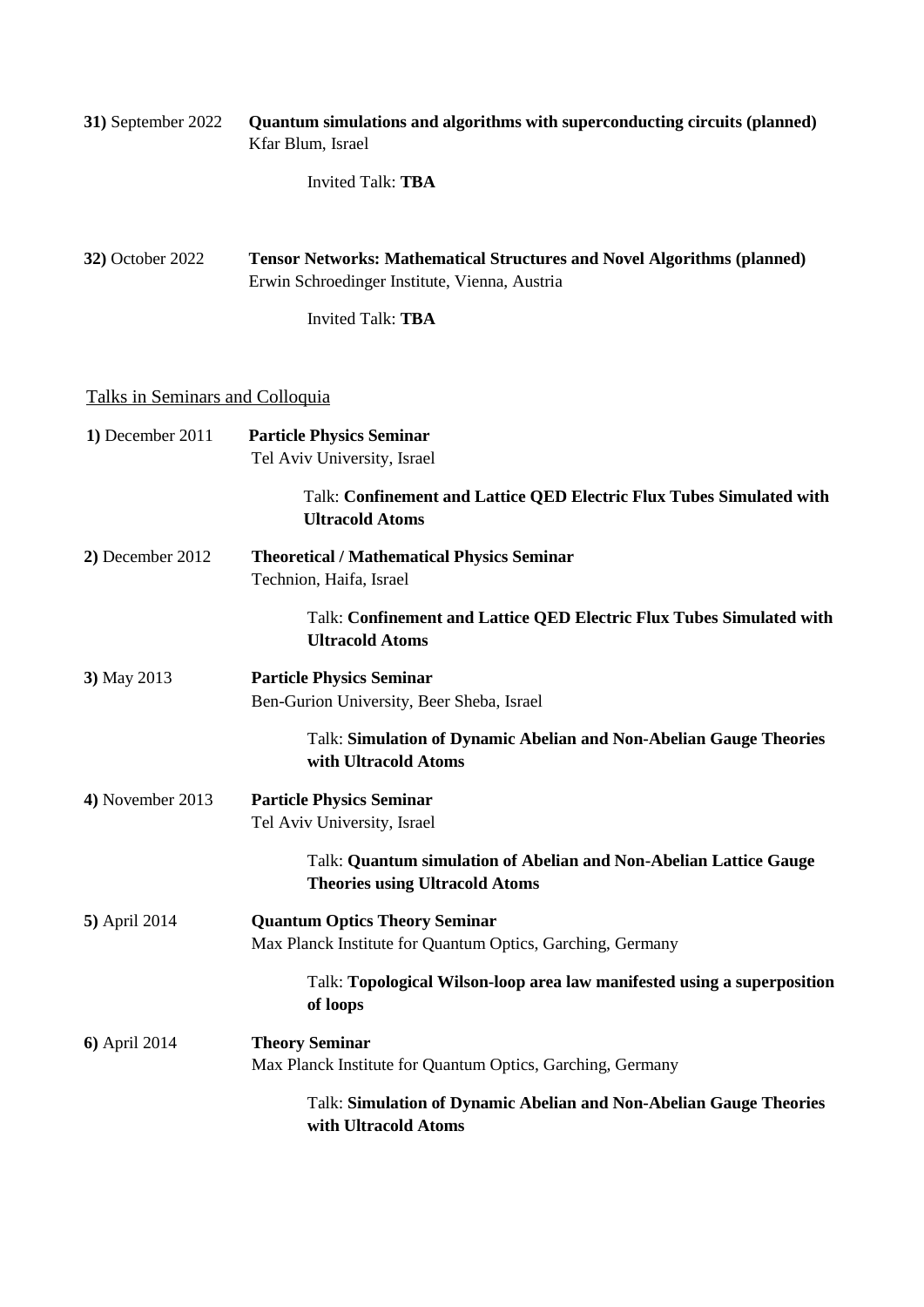**31)** September 2022 **Quantum simulations and algorithms with superconducting circuits (planned)**
Kfar Blum, Israel

Invited Talk: **TBA**

**32)** October 2022 **Tensor Networks: Mathematical Structures and Novel Algorithms (planned)**
Erwin Schroedinger Institute, Vienna, Austria

Invited Talk: **TBA**

## Talks in Seminars and Colloquia

**1)** December 2011 **Particle Physics Seminar**
Tel Aviv University, Israel

Talk: **Confinement and Lattice QED Electric Flux Tubes Simulated with Ultracold Atoms**

**2)** December 2012 **Theoretical / Mathematical Physics Seminar**
Technion, Haifa, Israel

Talk: **Confinement and Lattice QED Electric Flux Tubes Simulated with Ultracold Atoms**

**3)** May 2013 **Particle Physics Seminar**
Ben-Gurion University, Beer Sheba, Israel

Talk: **Simulation of Dynamic Abelian and Non-Abelian Gauge Theories with Ultracold Atoms**

**4)** November 2013 **Particle Physics Seminar**
Tel Aviv University, Israel

Talk: **Quantum simulation of Abelian and Non-Abelian Lattice Gauge Theories using Ultracold Atoms**

**5)** April 2014 **Quantum Optics Theory Seminar**
Max Planck Institute for Quantum Optics, Garching, Germany

Talk: **Topological Wilson-loop area law manifested using a superposition of loops**

**6)** April 2014 **Theory Seminar**
Max Planck Institute for Quantum Optics, Garching, Germany

Talk: **Simulation of Dynamic Abelian and Non-Abelian Gauge Theories with Ultracold Atoms**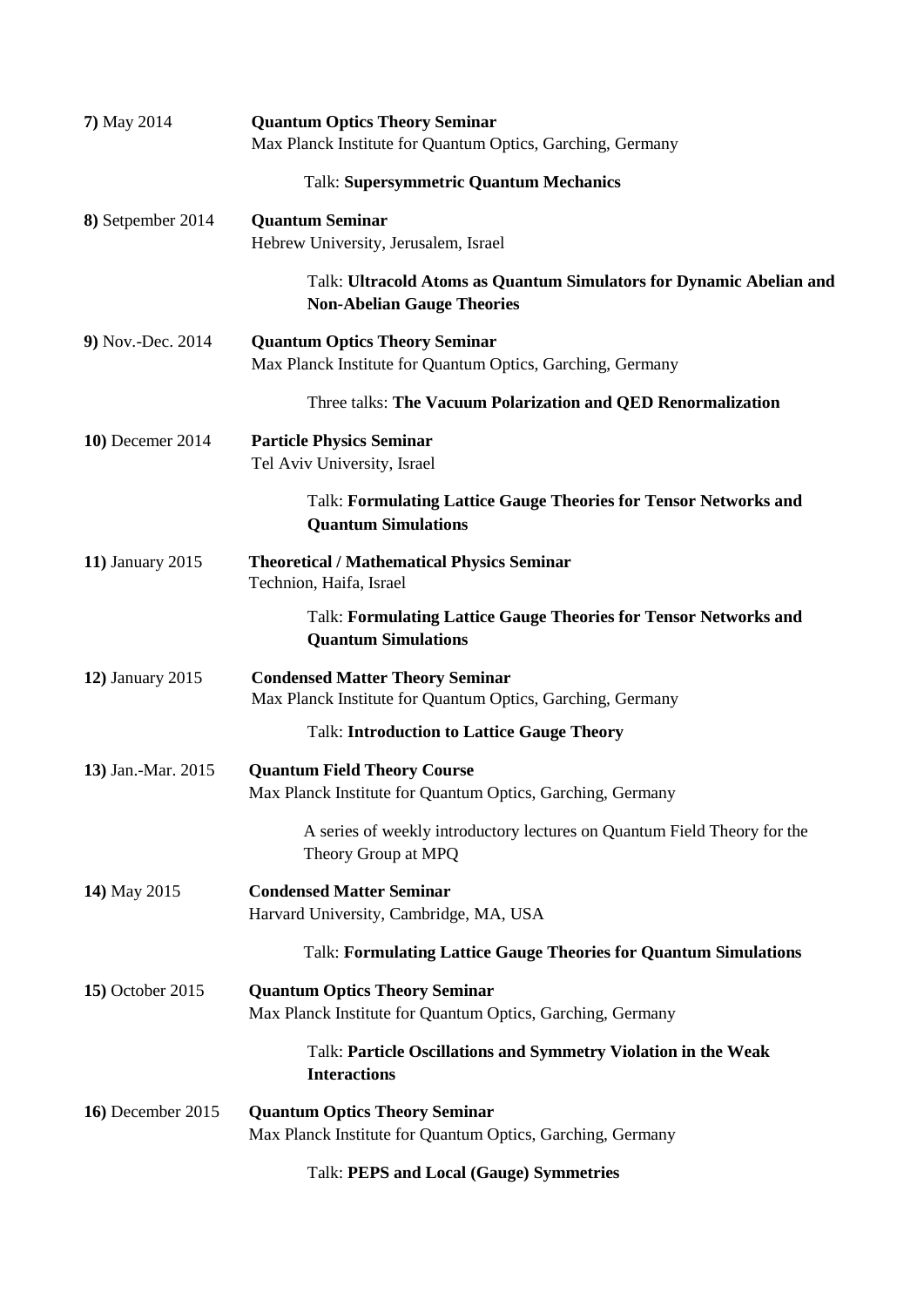**7)** May 2014 **Quantum Optics Theory Seminar**
Max Planck Institute for Quantum Optics, Garching, Germany

Talk: **Supersymmetric Quantum Mechanics**

**8)** Setpember 2014 **Quantum Seminar**
Hebrew University, Jerusalem, Israel

Talk: **Ultracold Atoms as Quantum Simulators for Dynamic Abelian and Non-Abelian Gauge Theories**

**9)** Nov.-Dec. 2014 **Quantum Optics Theory Seminar**
Max Planck Institute for Quantum Optics, Garching, Germany

Three talks: **The Vacuum Polarization and QED Renormalization**

**10)** Decemer 2014 **Particle Physics Seminar**
Tel Aviv University, Israel

Talk: **Formulating Lattice Gauge Theories for Tensor Networks and Quantum Simulations**

**11)** January 2015 **Theoretical / Mathematical Physics Seminar**
Technion, Haifa, Israel

Talk: **Formulating Lattice Gauge Theories for Tensor Networks and Quantum Simulations**

**12)** January 2015 **Condensed Matter Theory Seminar**
Max Planck Institute for Quantum Optics, Garching, Germany

Talk: **Introduction to Lattice Gauge Theory**

**13)** Jan.-Mar. 2015 **Quantum Field Theory Course**
Max Planck Institute for Quantum Optics, Garching, Germany

A series of weekly introductory lectures on Quantum Field Theory for the Theory Group at MPQ

**14)** May 2015 **Condensed Matter Seminar**
Harvard University, Cambridge, MA, USA

Talk: **Formulating Lattice Gauge Theories for Quantum Simulations**

**15)** October 2015 **Quantum Optics Theory Seminar**
Max Planck Institute for Quantum Optics, Garching, Germany

Talk: **Particle Oscillations and Symmetry Violation in the Weak Interactions**

**16)** December 2015 **Quantum Optics Theory Seminar**
Max Planck Institute for Quantum Optics, Garching, Germany

Talk: **PEPS and Local (Gauge) Symmetries**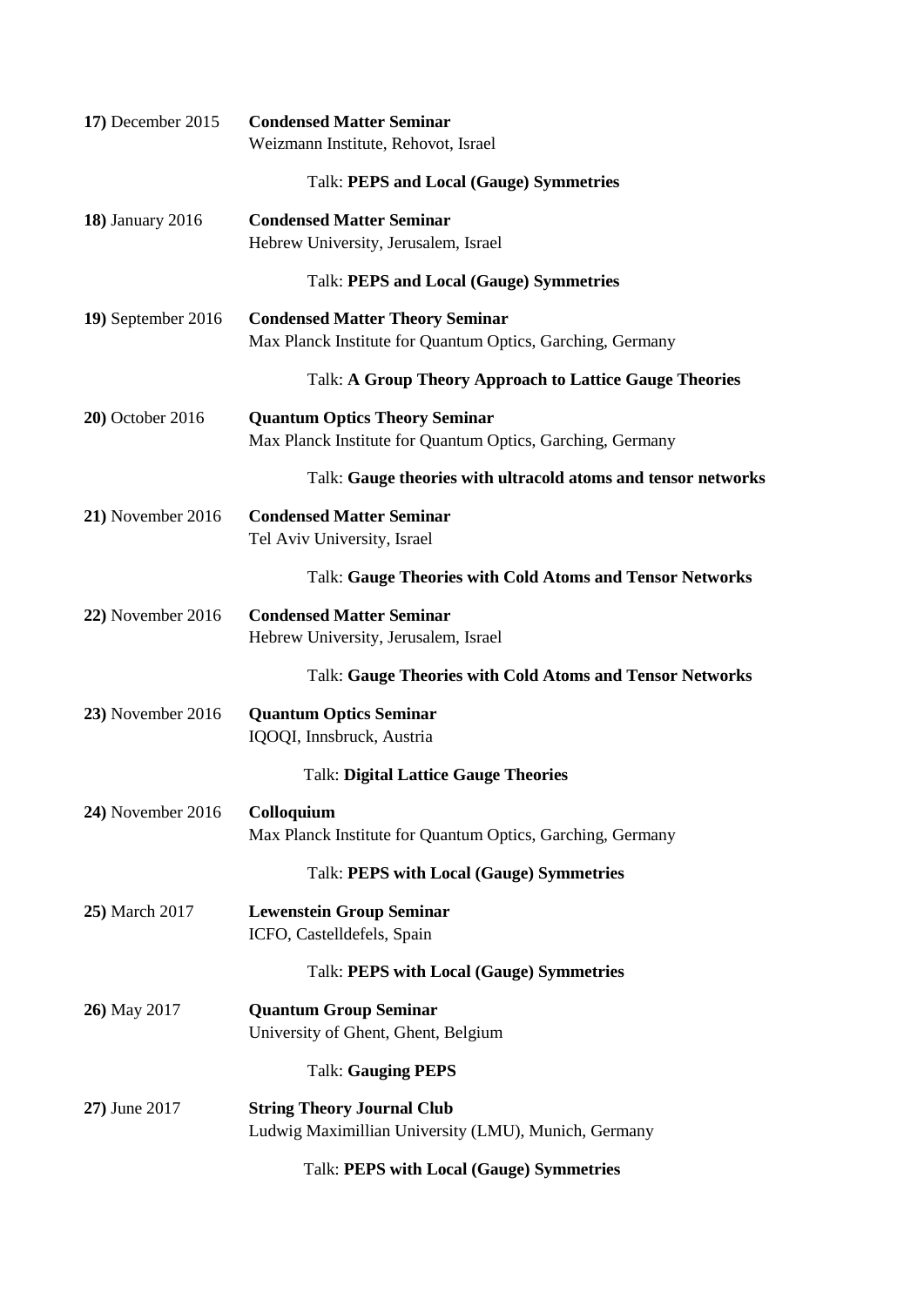**17)** December 2015 **Condensed Matter Seminar**
Weizmann Institute, Rehovot, Israel

Talk: **PEPS and Local (Gauge) Symmetries**

**18)** January 2016 **Condensed Matter Seminar**
Hebrew University, Jerusalem, Israel

Talk: **PEPS and Local (Gauge) Symmetries**

**19)** September 2016 **Condensed Matter Theory Seminar**
Max Planck Institute for Quantum Optics, Garching, Germany

Talk: **A Group Theory Approach to Lattice Gauge Theories**

**20)** October 2016 **Quantum Optics Theory Seminar**
Max Planck Institute for Quantum Optics, Garching, Germany

Talk: **Gauge theories with ultracold atoms and tensor networks**

**21)** November 2016 **Condensed Matter Seminar**
Tel Aviv University, Israel

Talk: **Gauge Theories with Cold Atoms and Tensor Networks**

**22)** November 2016 **Condensed Matter Seminar**
Hebrew University, Jerusalem, Israel

Talk: **Gauge Theories with Cold Atoms and Tensor Networks**

**23)** November 2016 **Quantum Optics Seminar**
IQOQI, Innsbruck, Austria

Talk: **Digital Lattice Gauge Theories**

**24)** November 2016 **Colloquium**
Max Planck Institute for Quantum Optics, Garching, Germany

Talk: **PEPS with Local (Gauge) Symmetries**

**25)** March 2017 **Lewenstein Group Seminar**
ICFO, Castelldefels, Spain

Talk: **PEPS with Local (Gauge) Symmetries**

**26)** May 2017 **Quantum Group Seminar**
University of Ghent, Ghent, Belgium

Talk: **Gauging PEPS**

**27)** June 2017 **String Theory Journal Club**
Ludwig Maximillian University (LMU), Munich, Germany

Talk: **PEPS with Local (Gauge) Symmetries**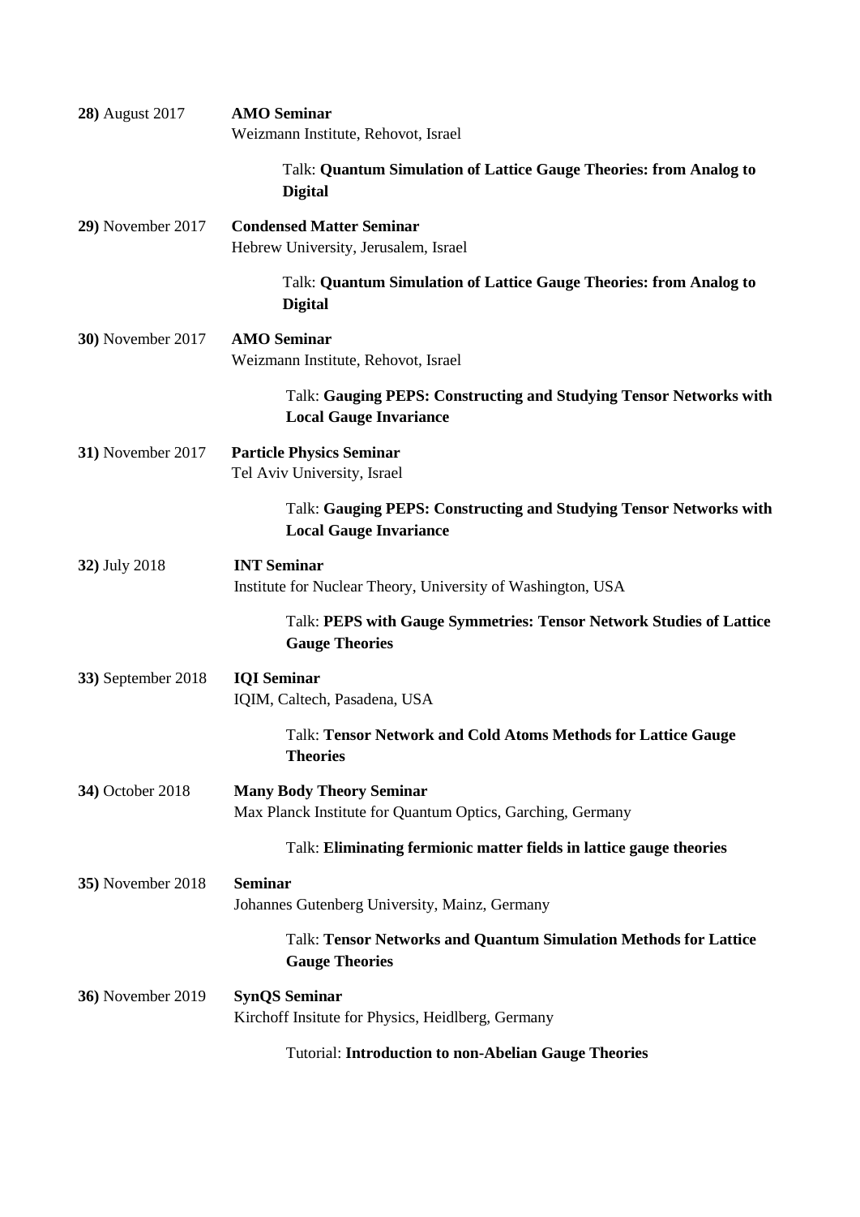**28)** August 2017 **AMO Seminar**
Weizmann Institute, Rehovot, Israel

Talk: **Quantum Simulation of Lattice Gauge Theories: from Analog to Digital**

**29)** November 2017 **Condensed Matter Seminar**
Hebrew University, Jerusalem, Israel

Talk: **Quantum Simulation of Lattice Gauge Theories: from Analog to Digital**

**30)** November 2017 **AMO Seminar**
Weizmann Institute, Rehovot, Israel

Talk: **Gauging PEPS: Constructing and Studying Tensor Networks with Local Gauge Invariance**

**31)** November 2017 **Particle Physics Seminar**
Tel Aviv University, Israel

Talk: **Gauging PEPS: Constructing and Studying Tensor Networks with Local Gauge Invariance**

**32)** July 2018 **INT Seminar**
Institute for Nuclear Theory, University of Washington, USA

Talk: **PEPS with Gauge Symmetries: Tensor Network Studies of Lattice Gauge Theories**

**33)** September 2018 **IQI Seminar**
IQIM, Caltech, Pasadena, USA

Talk: **Tensor Network and Cold Atoms Methods for Lattice Gauge Theories**

**34)** October 2018 **Many Body Theory Seminar**
Max Planck Institute for Quantum Optics, Garching, Germany

Talk: **Eliminating fermionic matter fields in lattice gauge theories**

**35)** November 2018 **Seminar**
Johannes Gutenberg University, Mainz, Germany

Talk: **Tensor Networks and Quantum Simulation Methods for Lattice Gauge Theories**

**36)** November 2019 **SynQS Seminar**
Kirchoff Insitute for Physics, Heidlberg, Germany

Tutorial: **Introduction to non-Abelian Gauge Theories**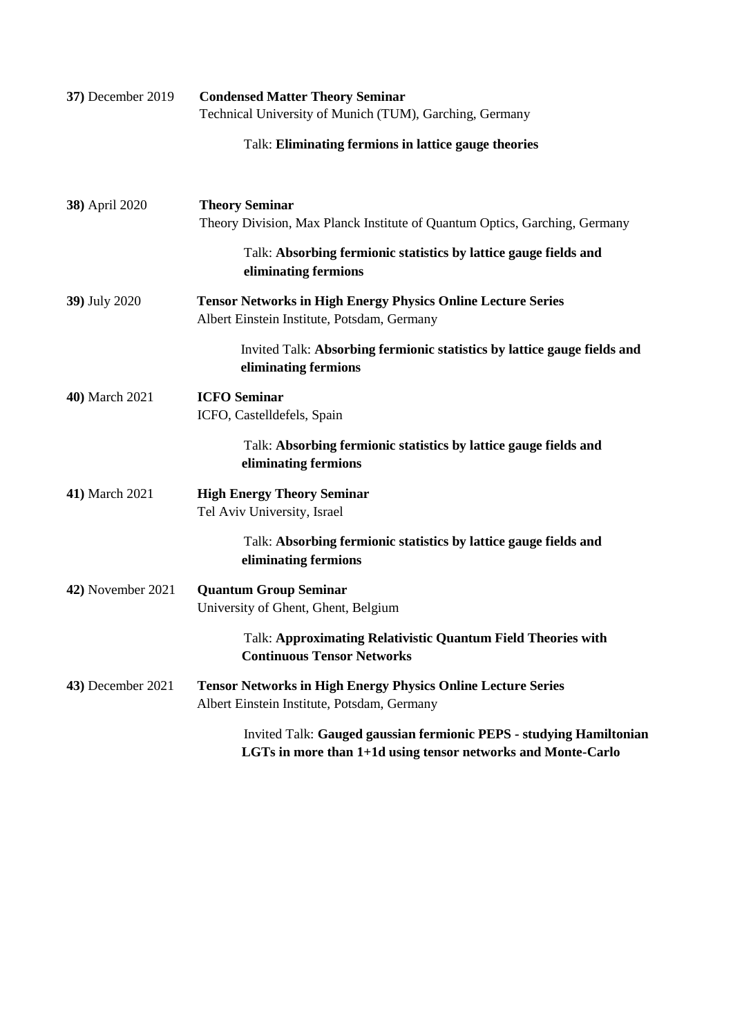**37)** December 2019 **Condensed Matter Theory Seminar**
Technical University of Munich (TUM), Garching, Germany

Talk: **Eliminating fermions in lattice gauge theories**

**38)** April 2020 **Theory Seminar**
Theory Division, Max Planck Institute of Quantum Optics, Garching, Germany

Talk: **Absorbing fermionic statistics by lattice gauge fields and eliminating fermions**

**39)** July 2020 **Tensor Networks in High Energy Physics Online Lecture Series**
Albert Einstein Institute, Potsdam, Germany

Invited Talk: **Absorbing fermionic statistics by lattice gauge fields and eliminating fermions**

**40)** March 2021 **ICFO Seminar**
ICFO, Castelldefels, Spain

Talk: **Absorbing fermionic statistics by lattice gauge fields and eliminating fermions**

**41)** March 2021 **High Energy Theory Seminar**
Tel Aviv University, Israel

Talk: **Absorbing fermionic statistics by lattice gauge fields and eliminating fermions**

**42)** November 2021 **Quantum Group Seminar**
University of Ghent, Ghent, Belgium

Talk: **Approximating Relativistic Quantum Field Theories with Continuous Tensor Networks**

**43)** December 2021 **Tensor Networks in High Energy Physics Online Lecture Series**
Albert Einstein Institute, Potsdam, Germany

Invited Talk: **Gauged gaussian fermionic PEPS - studying Hamiltonian LGTs in more than 1+1d using tensor networks and Monte-Carlo**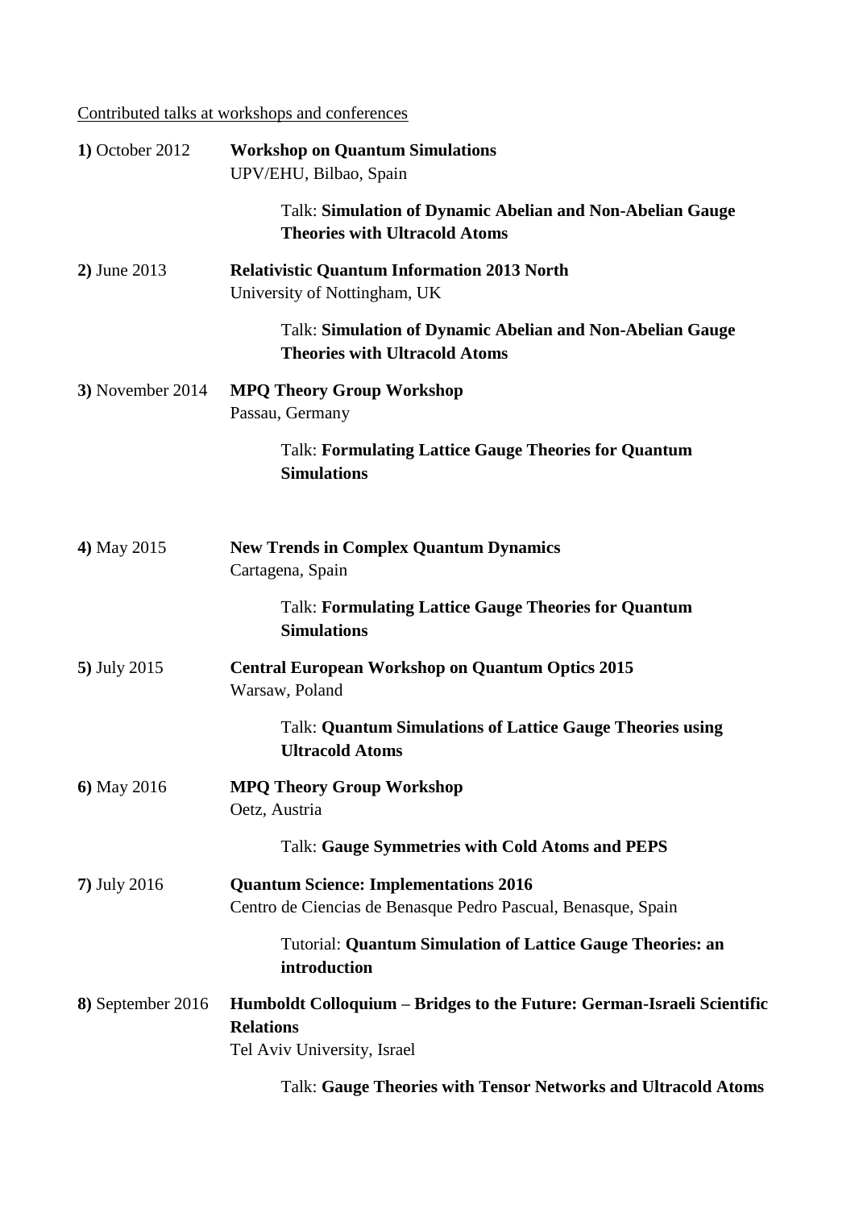Contributed talks at workshops and conferences

**1)** October 2012 — **Workshop on Quantum Simulations**
UPV/EHU, Bilbao, Spain

Talk: **Simulation of Dynamic Abelian and Non-Abelian Gauge Theories with Ultracold Atoms**

**2)** June 2013 — **Relativistic Quantum Information 2013 North**
University of Nottingham, UK

Talk: **Simulation of Dynamic Abelian and Non-Abelian Gauge Theories with Ultracold Atoms**

**3)** November 2014 — **MPQ Theory Group Workshop**
Passau, Germany

Talk: **Formulating Lattice Gauge Theories for Quantum Simulations**

**4)** May 2015 — **New Trends in Complex Quantum Dynamics**
Cartagena, Spain

Talk: **Formulating Lattice Gauge Theories for Quantum Simulations**

**5)** July 2015 — **Central European Workshop on Quantum Optics 2015**
Warsaw, Poland

Talk: **Quantum Simulations of Lattice Gauge Theories using Ultracold Atoms**

**6)** May 2016 — **MPQ Theory Group Workshop**
Oetz, Austria

Talk: **Gauge Symmetries with Cold Atoms and PEPS**

**7)** July 2016 — **Quantum Science: Implementations 2016**
Centro de Ciencias de Benasque Pedro Pascual, Benasque, Spain

Tutorial: **Quantum Simulation of Lattice Gauge Theories: an introduction**

**8)** September 2016 — **Humboldt Colloquium – Bridges to the Future: German-Israeli Scientific Relations**
Tel Aviv University, Israel

Talk: **Gauge Theories with Tensor Networks and Ultracold Atoms**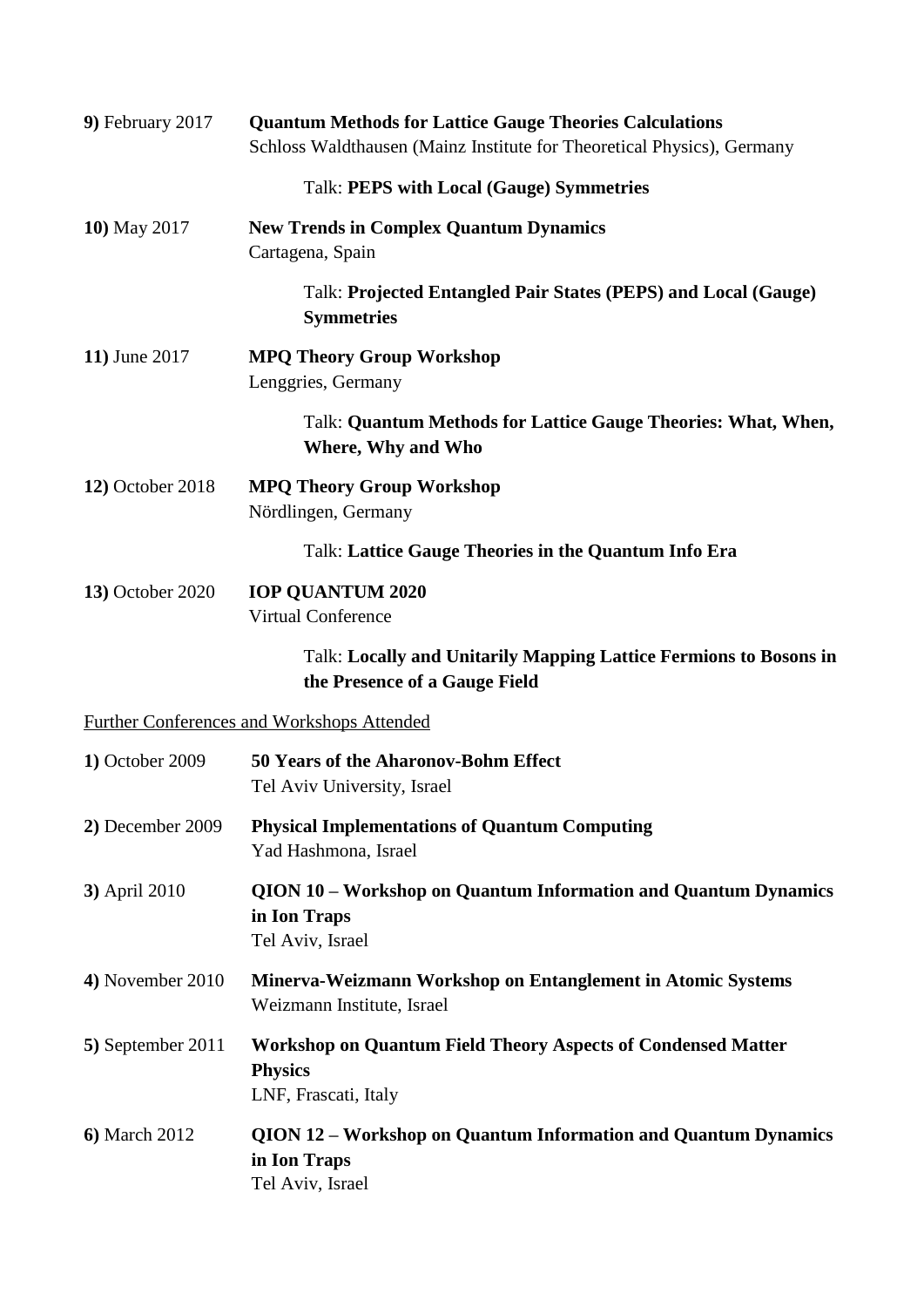**9)** February 2017 **Quantum Methods for Lattice Gauge Theories Calculations**
Schloss Waldthausen (Mainz Institute for Theoretical Physics), Germany

Talk: **PEPS with Local (Gauge) Symmetries**

**10)** May 2017 **New Trends in Complex Quantum Dynamics**
Cartagena, Spain

Talk: **Projected Entangled Pair States (PEPS) and Local (Gauge) Symmetries**

**11)** June 2017 **MPQ Theory Group Workshop**
Lenggries, Germany

Talk: **Quantum Methods for Lattice Gauge Theories: What, When, Where, Why and Who**

**12)** October 2018 **MPQ Theory Group Workshop**
Nördlingen, Germany

Talk: **Lattice Gauge Theories in the Quantum Info Era**

**13)** October 2020 **IOP QUANTUM 2020**
Virtual Conference

Talk: **Locally and Unitarily Mapping Lattice Fermions to Bosons in the Presence of a Gauge Field**

<u>Further Conferences and Workshops Attended</u>

**1)** October 2009 **50 Years of the Aharonov-Bohm Effect**
Tel Aviv University, Israel

**2)** December 2009 **Physical Implementations of Quantum Computing**
Yad Hashmona, Israel

**3)** April 2010 **QION 10 – Workshop on Quantum Information and Quantum Dynamics in Ion Traps**
Tel Aviv, Israel

**4)** November 2010 **Minerva-Weizmann Workshop on Entanglement in Atomic Systems**
Weizmann Institute, Israel

**5)** September 2011 **Workshop on Quantum Field Theory Aspects of Condensed Matter Physics**
LNF, Frascati, Italy

**6)** March 2012 **QION 12 – Workshop on Quantum Information and Quantum Dynamics in Ion Traps**
Tel Aviv, Israel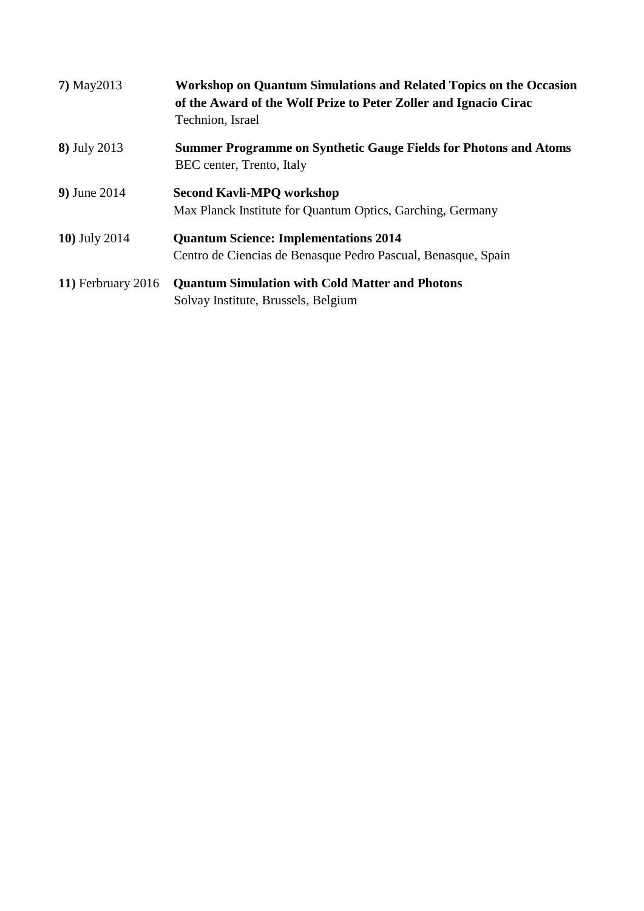**7)** May2013 **Workshop on Quantum Simulations and Related Topics on the Occasion of the Award of the Wolf Prize to Peter Zoller and Ignacio Cirac**
Technion, Israel

**8)** July 2013 **Summer Programme on Synthetic Gauge Fields for Photons and Atoms**
BEC center, Trento, Italy

**9)** June 2014 **Second Kavli-MPQ workshop**
Max Planck Institute for Quantum Optics, Garching, Germany

**10)** July 2014 **Quantum Science: Implementations 2014**
Centro de Ciencias de Benasque Pedro Pascual, Benasque, Spain

**11)** Ferbruary 2016 **Quantum Simulation with Cold Matter and Photons**
Solvay Institute, Brussels, Belgium